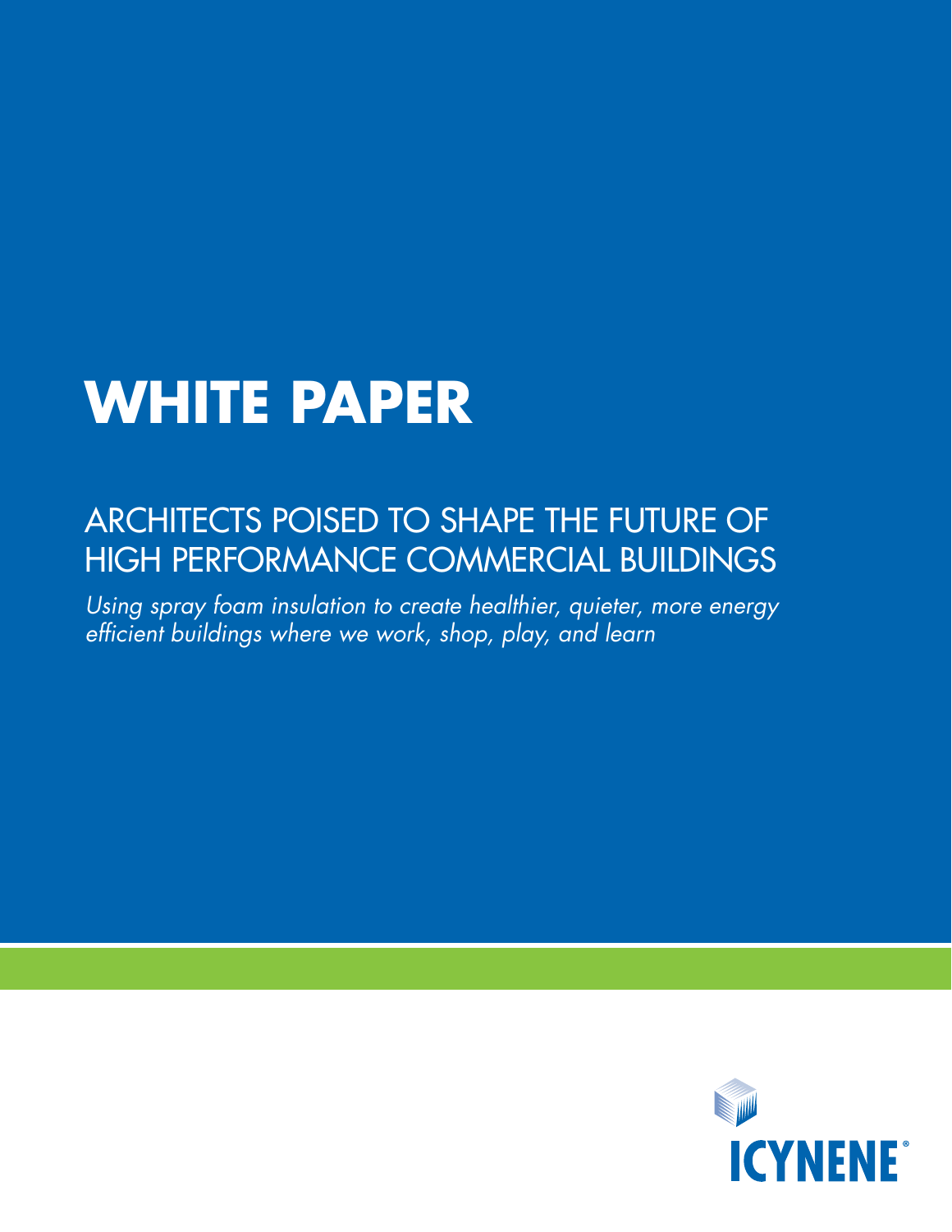# WHITE PAPER

## ARCHITECTS POISED TO SHAPE THE FUTURE OF HIGH PERFORMANCE COMMERCIAL BUILDINGS

*Using spray foam insulation to create healthier, quieter, more energy efficient buildings where we work, shop, play, and learn*

ICYNENE®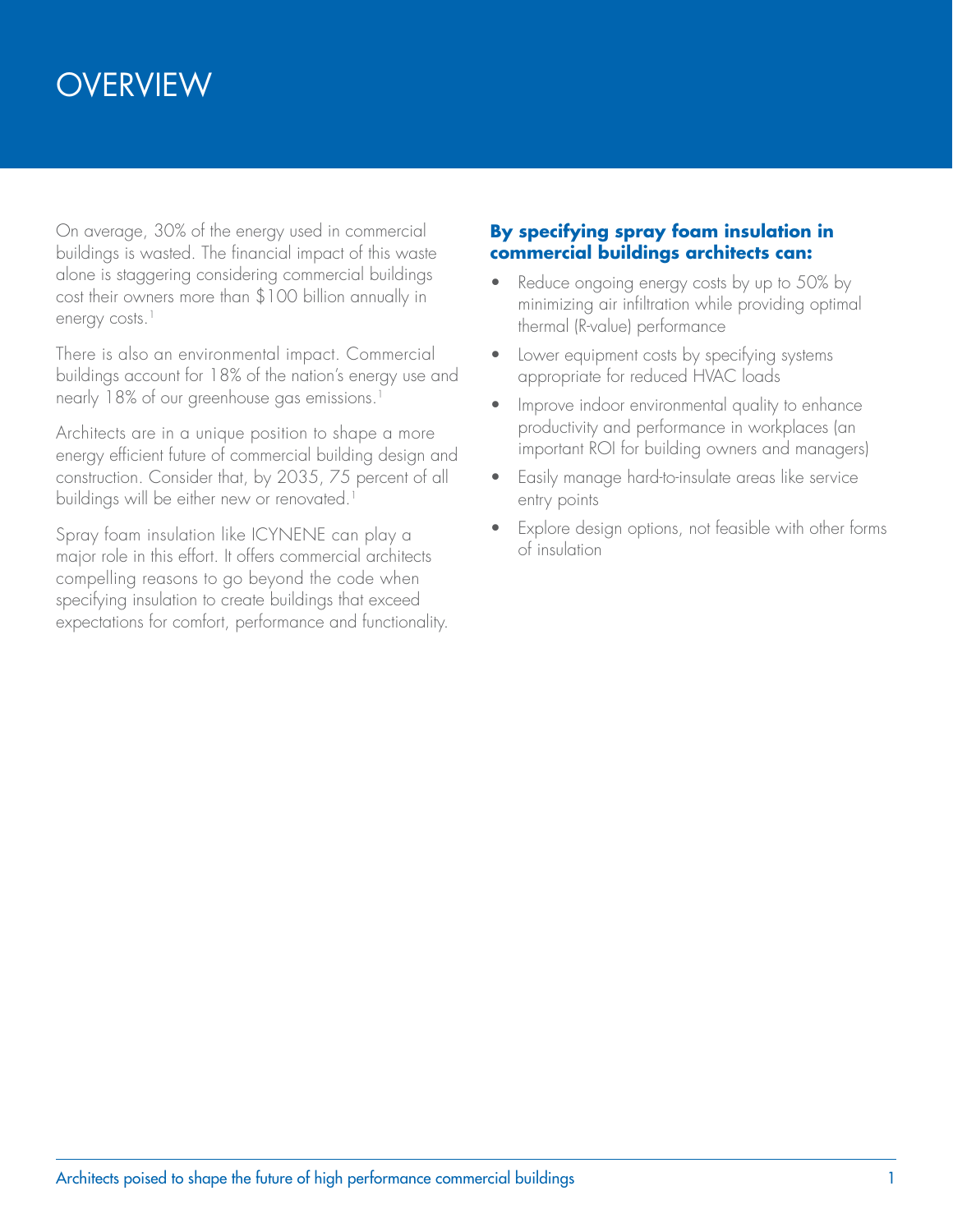# OVERVIEW

On average, 30% of the energy used in commercial buildings is wasted. The financial impact of this waste alone is staggering considering commercial buildings cost their owners more than $100 billion annually in energy costs.[1]

There is also an environmental impact. Commercial buildings account for 18% of the nation's energy use and nearly 18% of our greenhouse gas emissions.[1]

Architects are in a unique position to shape a more energy efficient future of commercial building design and construction. Consider that, by 2035, 75 percent of all buildings will be either new or renovated.[1]

Spray foam insulation like ICYNENE can play a major role in this effort. It offers commercial architects compelling reasons to go beyond the code when specifying insulation to create buildings that exceed expectations for comfort, performance and functionality.

**By specifying spray foam insulation in commercial buildings architects can:**

- Reduce ongoing energy costs by up to 50% by minimizing air infiltration while providing optimal thermal (R-value) performance
- Lower equipment costs by specifying systems appropriate for reduced HVAC loads
- Improve indoor environmental quality to enhance productivity and performance in workplaces (an important ROI for building owners and managers)
- Easily manage hard-to-insulate areas like service entry points
- Explore design options, not feasible with other forms of insulation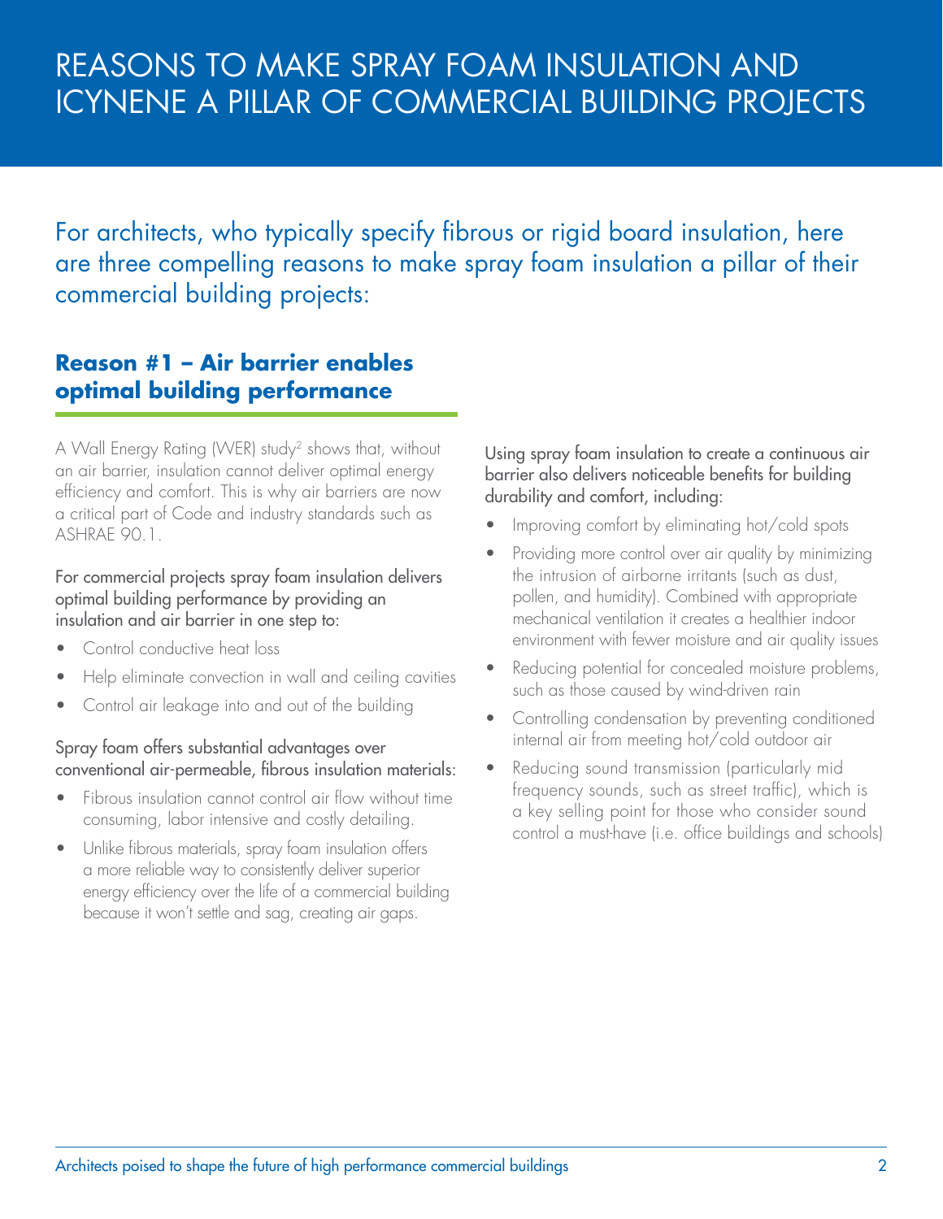# REASONS TO MAKE SPRAY FOAM INSULATION AND ICYNENE A PILLAR OF COMMERCIAL BUILDING PROJECTS

For architects, who typically specify fibrous or rigid board insulation, here are three compelling reasons to make spray foam insulation a pillar of their commercial building projects:

## Reason #1 – Air barrier enables optimal building performance

A Wall Energy Rating (WER) study[2] shows that, without an air barrier, insulation cannot deliver optimal energy efficiency and comfort. This is why air barriers are now a critical part of Code and industry standards such as ASHRAE 90.1.

For commercial projects spray foam insulation delivers optimal building performance by providing an insulation and air barrier in one step to:

- Control conductive heat loss
- Help eliminate convection in wall and ceiling cavities
- Control air leakage into and out of the building

Spray foam offers substantial advantages over conventional air-permeable, fibrous insulation materials:

- Fibrous insulation cannot control air flow without time consuming, labor intensive and costly detailing.
- Unlike fibrous materials, spray foam insulation offers a more reliable way to consistently deliver superior energy efficiency over the life of a commercial building because it won't settle and sag, creating air gaps.

Using spray foam insulation to create a continuous air barrier also delivers noticeable benefits for building durability and comfort, including:

- Improving comfort by eliminating hot/cold spots
- Providing more control over air quality by minimizing the intrusion of airborne irritants (such as dust, pollen, and humidity). Combined with appropriate mechanical ventilation it creates a healthier indoor environment with fewer moisture and air quality issues
- Reducing potential for concealed moisture problems, such as those caused by wind-driven rain
- Controlling condensation by preventing conditioned internal air from meeting hot/cold outdoor air
- Reducing sound transmission (particularly mid frequency sounds, such as street traffic), which is a key selling point for those who consider sound control a must-have (i.e. office buildings and schools)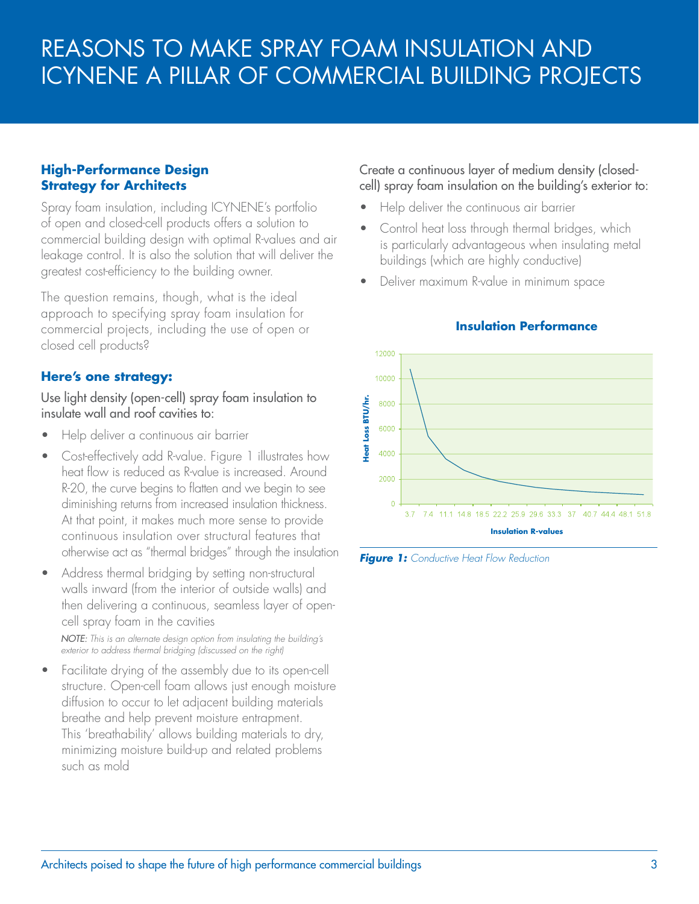# REASONS TO MAKE SPRAY FOAM INSULATION AND ICYNENE A PILLAR OF COMMERCIAL BUILDING PROJECTS

## High-Performance Design Strategy for Architects

Spray foam insulation, including ICYNENE's portfolio of open and closed-cell products offers a solution to commercial building design with optimal R-values and air leakage control. It is also the solution that will deliver the greatest cost-efficiency to the building owner.

The question remains, though, what is the ideal approach to specifying spray foam insulation for commercial projects, including the use of open or closed cell products?

## Here's one strategy:

Use light density (open-cell) spray foam insulation to insulate wall and roof cavities to:

- Help deliver a continuous air barrier
- Cost-effectively add R-value. Figure 1 illustrates how heat flow is reduced as R-value is increased. Around R-20, the curve begins to flatten and we begin to see diminishing returns from increased insulation thickness. At that point, it makes much more sense to provide continuous insulation over structural features that otherwise act as "thermal bridges" through the insulation
- Address thermal bridging by setting non-structural walls inward (from the interior of outside walls) and then delivering a continuous, seamless layer of open-cell spray foam in the cavities

  *NOTE: This is an alternate design option from insulating the building's exterior to address thermal bridging (discussed on the right)*

- Facilitate drying of the assembly due to its open-cell structure. Open-cell foam allows just enough moisture diffusion to occur to let adjacent building materials breathe and help prevent moisture entrapment. This 'breathability' allows building materials to dry, minimizing moisture build-up and related problems such as mold

Create a continuous layer of medium density (closed-cell) spray foam insulation on the building's exterior to:

- Help deliver the continuous air barrier
- Control heat loss through thermal bridges, which is particularly advantageous when insulating metal buildings (which are highly conductive)
- Deliver maximum R-value in minimum space

**Insulation Performance**

***Figure 1:*** *Conductive Heat Flow Reduction*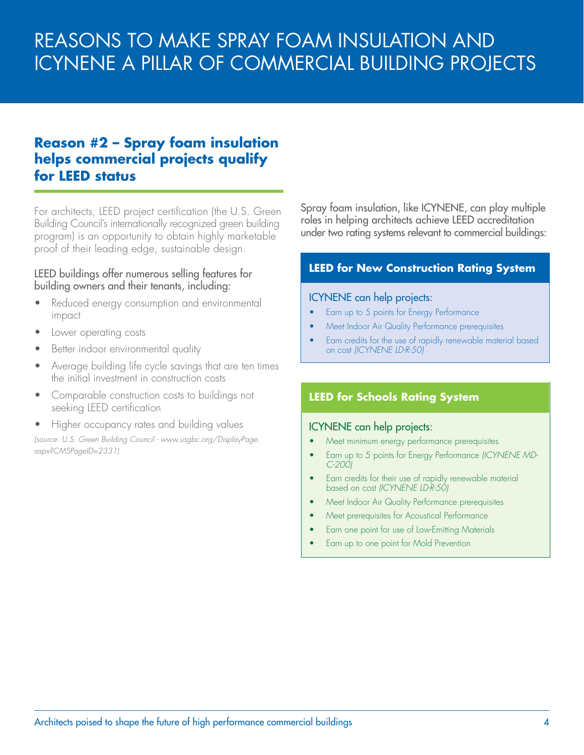# REASONS TO MAKE SPRAY FOAM INSULATION AND ICYNENE A PILLAR OF COMMERCIAL BUILDING PROJECTS

## Reason #2 – Spray foam insulation helps commercial projects qualify for LEED status

For architects, LEED project certification (the U.S. Green Building Council's internationally recognized green building program) is an opportunity to obtain highly marketable proof of their leading edge, sustainable design.

LEED buildings offer numerous selling features for building owners and their tenants, including:

- Reduced energy consumption and environmental impact
- Lower operating costs
- Better indoor environmental quality
- Average building life cycle savings that are ten times the initial investment in construction costs
- Comparable construction costs to buildings not seeking LEED certification
- Higher occupancy rates and building values

*(source: U.S. Green Building Council - www.usgbc.org/DisplayPage.aspx?CMSPageID=2331)*

Spray foam insulation, like ICYNENE, can play multiple roles in helping architects achieve LEED accreditation under two rating systems relevant to commercial buildings:

### LEED for New Construction Rating System

ICYNENE can help projects:

- Earn up to 5 points for Energy Performance
- Meet Indoor Air Quality Performance prerequisites
- Earn credits for the use of rapidly renewable material based on cost *(ICYNENE LD-R-50)*

### LEED for Schools Rating System

ICYNENE can help projects:

- Meet minimum energy performance prerequisites
- Earn up to 5 points for Energy Performance *(ICYNENE MD-C-200)*
- Earn credits for their use of rapidly renewable material based on cost *(ICYNENE LD-R-50)*
- Meet Indoor Air Quality Performance prerequisites
- Meet prerequisites for Acoustical Performance
- Earn one point for use of Low-Emitting Materials
- Earn up to one point for Mold Prevention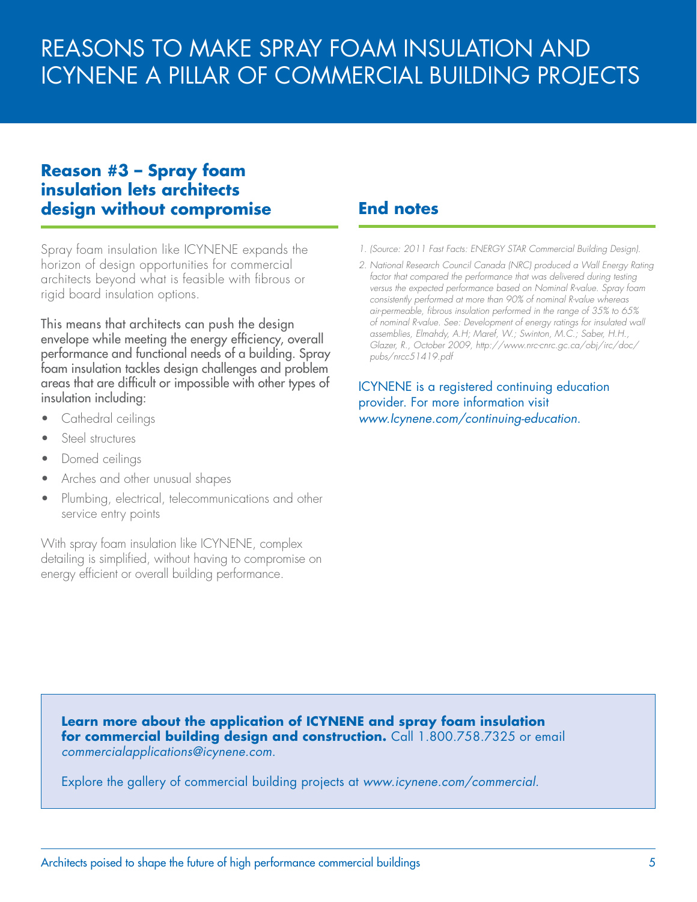# REASONS TO MAKE SPRAY FOAM INSULATION AND ICYNENE A PILLAR OF COMMERCIAL BUILDING PROJECTS

## Reason #3 – Spray foam insulation lets architects design without compromise

Spray foam insulation like ICYNENE expands the horizon of design opportunities for commercial architects beyond what is feasible with fibrous or rigid board insulation options.

This means that architects can push the design envelope while meeting the energy efficiency, overall performance and functional needs of a building. Spray foam insulation tackles design challenges and problem areas that are difficult or impossible with other types of insulation including:

- Cathedral ceilings
- Steel structures
- Domed ceilings
- Arches and other unusual shapes
- Plumbing, electrical, telecommunications and other service entry points

With spray foam insulation like ICYNENE, complex detailing is simplified, without having to compromise on energy efficient or overall building performance.

## End notes

1. *(Source: 2011 Fast Facts: ENERGY STAR Commercial Building Design).*
2. *National Research Council Canada (NRC) produced a Wall Energy Rating factor that compared the performance that was delivered during testing versus the expected performance based on Nominal R-value. Spray foam consistently performed at more than 90% of nominal R-value whereas air-permeable, fibrous insulation performed in the range of 35% to 65% of nominal R-value. See: Development of energy ratings for insulated wall assemblies, Elmahdy, A.H; Maref, W.; Swinton, M.C.; Saber, H.H., Glazer, R., October 2009, http://www.nrc-cnrc.gc.ca/obj/irc/doc/pubs/nrcc51419.pdf*

ICYNENE is a registered continuing education provider. For more information visit *www.Icynene.com/continuing-education.*

**Learn more about the application of ICYNENE and spray foam insulation for commercial building design and construction.** Call 1.800.758.7325 or email *commercialapplications@icynene.com.*

Explore the gallery of commercial building projects at *www.icynene.com/commercial.*